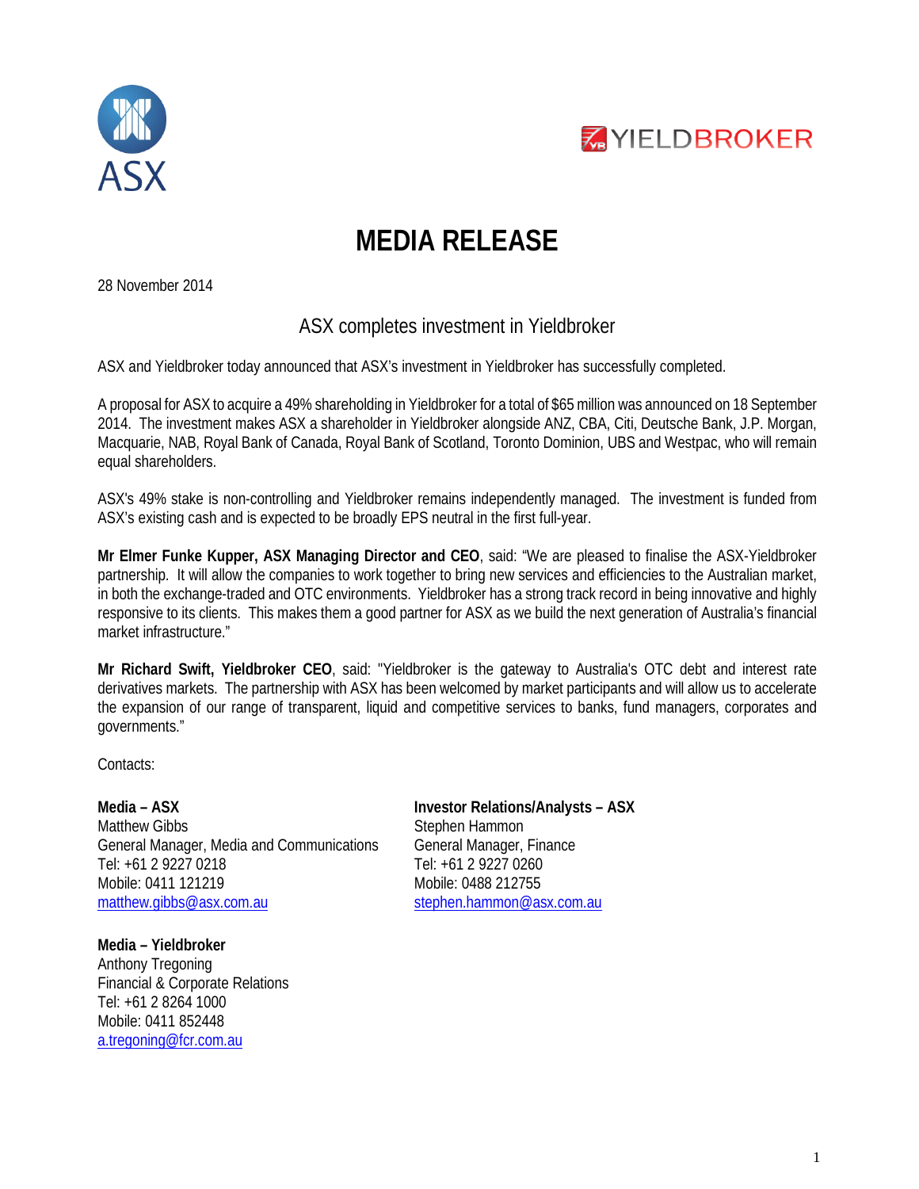# MEDIA RELEASE

28 November 2014

## ASX completes investment in Yieldbroker

ASX and Yieldbroker today announced that ASX's investment in Yieldbroker has successfully completed.

A proposal for ASX to acquire a 49% shareholding in Yieldbroker for a total of $65 million was announced on 18 September 2014. The investment makes ASX a shareholder in Yieldbroker alongside ANZ, CBA, Citi, Deutsche Bank, J.P. Morgan, Macquarie, NAB, Royal Bank of Canada, Royal Bank of Scotland, Toronto Dominion, UBS and Westpac, who will remain equal shareholders.

ASX's 49% stake is non-controlling and Yieldbroker remains independently managed. The investment is funded from ASX's existing cash and is expected to be broadly EPS neutral in the first full-year.

**Mr Elmer Funke Kupper, ASX Managing Director and CEO**, said: "We are pleased to finalise the ASX-Yieldbroker partnership. It will allow the companies to work together to bring new services and efficiencies to the Australian market, in both the exchange-traded and OTC environments. Yieldbroker has a strong track record in being innovative and highly responsive to its clients. This makes them a good partner for ASX as we build the next generation of Australia's financial market infrastructure."

**Mr Richard Swift, Yieldbroker CEO**, said: "Yieldbroker is the gateway to Australia's OTC debt and interest rate derivatives markets. The partnership with ASX has been welcomed by market participants and will allow us to accelerate the expansion of our range of transparent, liquid and competitive services to banks, fund managers, corporates and governments."

Contacts:

**Media – ASX**
Matthew Gibbs
General Manager, Media and Communications
Tel: +61 2 9227 0218
Mobile: 0411 121219
matthew.gibbs@asx.com.au

**Investor Relations/Analysts – ASX**
Stephen Hammon
General Manager, Finance
Tel: +61 2 9227 0260
Mobile: 0488 212755
stephen.hammon@asx.com.au

**Media – Yieldbroker**
Anthony Tregoning
Financial & Corporate Relations
Tel: +61 2 8264 1000
Mobile: 0411 852448
a.tregoning@fcr.com.au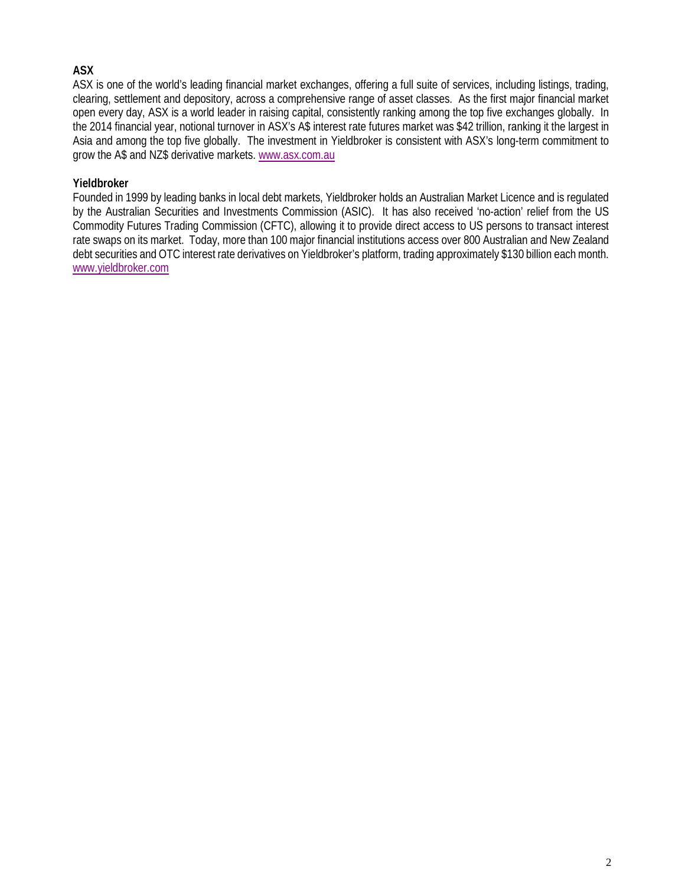**ASX**

ASX is one of the world's leading financial market exchanges, offering a full suite of services, including listings, trading, clearing, settlement and depository, across a comprehensive range of asset classes. As the first major financial market open every day, ASX is a world leader in raising capital, consistently ranking among the top five exchanges globally. In the 2014 financial year, notional turnover in ASX's A$ interest rate futures market was $42 trillion, ranking it the largest in Asia and among the top five globally. The investment in Yieldbroker is consistent with ASX's long-term commitment to grow the A$ and NZ$ derivative markets. www.asx.com.au

**Yieldbroker**

Founded in 1999 by leading banks in local debt markets, Yieldbroker holds an Australian Market Licence and is regulated by the Australian Securities and Investments Commission (ASIC). It has also received 'no-action' relief from the US Commodity Futures Trading Commission (CFTC), allowing it to provide direct access to US persons to transact interest rate swaps on its market. Today, more than 100 major financial institutions access over 800 Australian and New Zealand debt securities and OTC interest rate derivatives on Yieldbroker's platform, trading approximately $130 billion each month. www.yieldbroker.com